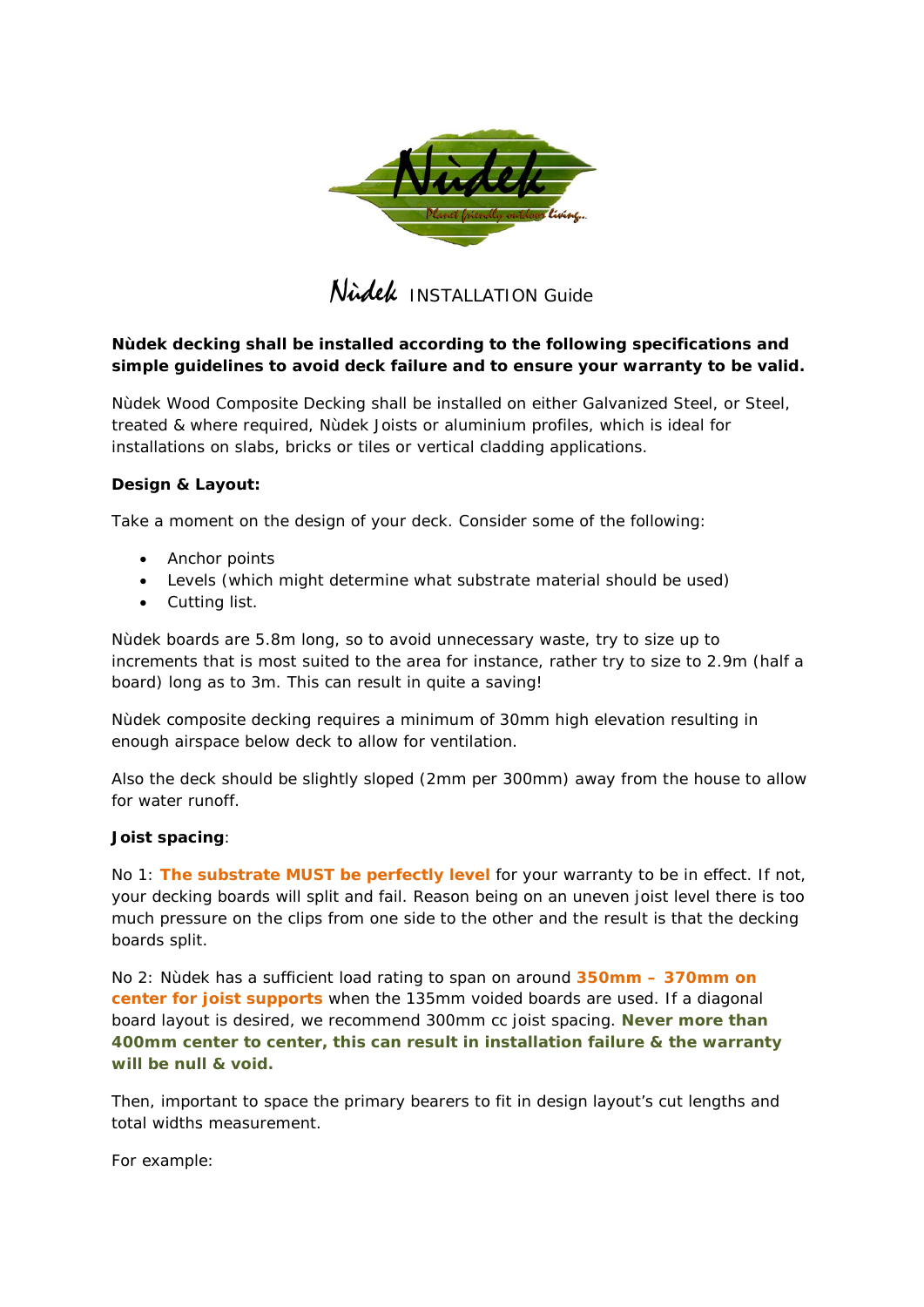# Nùdek INSTALLATION Guide

**Nùdek decking shall be installed according to the following specifications and simple guidelines to avoid deck failure and to ensure your warranty to be valid.**

Nùdek Wood Composite Decking shall be installed on either Galvanized Steel, or Steel, treated & where required, Nùdek Joists or aluminium profiles, which is ideal for installations on slabs, bricks or tiles or vertical cladding applications.

**Design & Layout:**

Take a moment on the design of your deck. Consider some of the following:

- Anchor points
- Levels (which might determine what substrate material should be used)
- Cutting list.

Nùdek boards are 5.8m long, so to avoid unnecessary waste, try to size up to increments that is most suited to the area for instance, rather try to size to 2.9m (half a board) long as to 3m. This can result in quite a saving!

Nùdek composite decking requires a minimum of 30mm high elevation resulting in enough airspace below deck to allow for ventilation.

Also the deck should be slightly sloped (2mm per 300mm) away from the house to allow for water runoff.

**Joist spacing**:

No 1: **The substrate MUST be perfectly level** for your warranty to be in effect. If not, your decking boards will split and fail. Reason being on an uneven joist level there is too much pressure on the clips from one side to the other and the result is that the decking boards split.

No 2: Nùdek has a sufficient load rating to span on around **350mm – 370mm on center for joist supports** when the 135mm voided boards are used. If a diagonal board layout is desired, we recommend 300mm cc joist spacing. **Never more than 400mm center to center, this can result in installation failure & the warranty will be null & void.**

Then, important to space the primary bearers to fit in design layout's cut lengths and total widths measurement.

For example: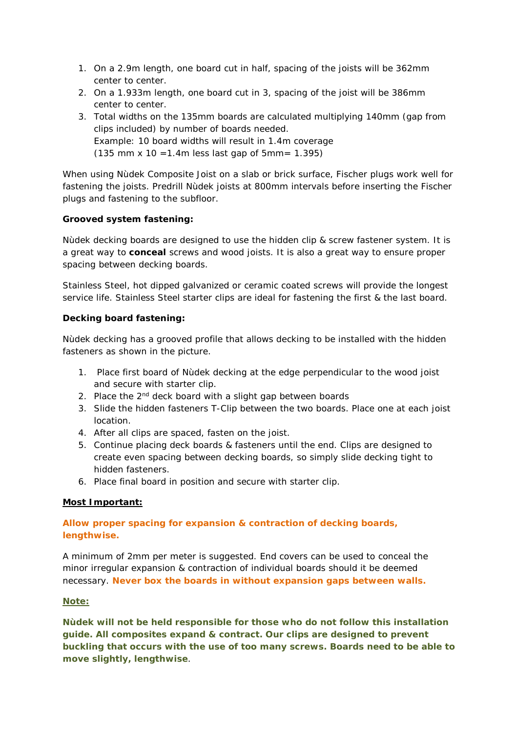1. On a 2.9m length, one board cut in half, spacing of the joists will be 362mm center to center.
2. On a 1.933m length, one board cut in 3, spacing of the joist will be 386mm center to center.
3. Total widths on the 135mm boards are calculated multiplying 140mm (gap from clips included) by number of boards needed.
   Example: 10 board widths will result in 1.4m coverage
   (135 mm x 10 =1.4m less last gap of 5mm= 1.395)

When using Nùdek Composite Joist on a slab or brick surface, Fischer plugs work well for fastening the joists. Predrill Nùdek joists at 800mm intervals before inserting the Fischer plugs and fastening to the subfloor.

**Grooved system fastening:**

Nùdek decking boards are designed to use the hidden clip & screw fastener system. It is a great way to **conceal** screws and wood joists. It is also a great way to ensure proper spacing between decking boards.

Stainless Steel, hot dipped galvanized or ceramic coated screws will provide the longest service life. Stainless Steel starter clips are ideal for fastening the first & the last board.

**Decking board fastening:**

Nùdek decking has a grooved profile that allows decking to be installed with the hidden fasteners as shown in the picture.

1. Place first board of Nùdek decking at the edge perpendicular to the wood joist and secure with starter clip.
2. Place the 2nd deck board with a slight gap between boards
3. Slide the hidden fasteners T-Clip between the two boards. Place one at each joist location.
4. After all clips are spaced, fasten on the joist.
5. Continue placing deck boards & fasteners until the end. Clips are designed to create even spacing between decking boards, so simply slide decking tight to hidden fasteners.
6. Place final board in position and secure with starter clip.

**Most Important:**

**Allow proper spacing for expansion & contraction of decking boards, lengthwise.**

A minimum of 2mm per meter is suggested. End covers can be used to conceal the minor irregular expansion & contraction of individual boards should it be deemed necessary. **Never box the boards in without expansion gaps between walls.**

**Note:**

**Nùdek will not be held responsible for those who do not follow this installation guide. All composites expand & contract. Our clips are designed to prevent buckling that occurs with the use of too many screws. Boards need to be able to move slightly, lengthwise**.